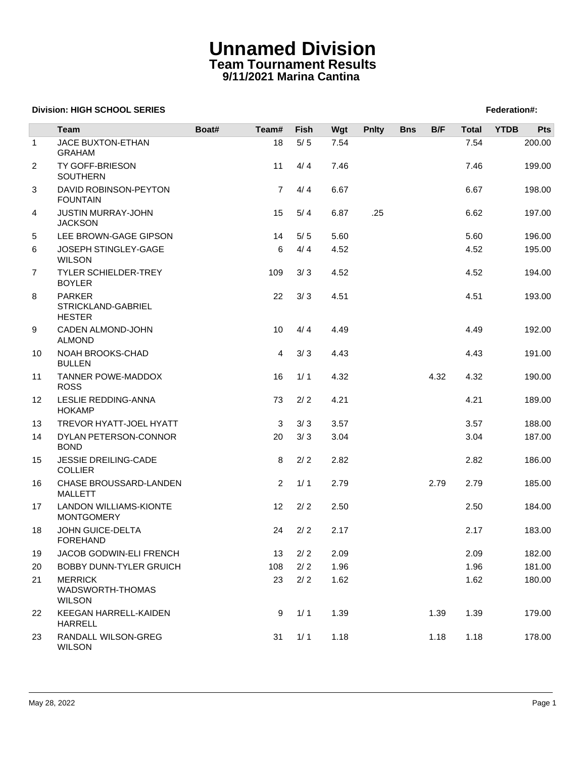# Unnamed Division

## Team Tournament Results

### 9/11/2021 Marina Cantina

**Division: HIGH SCHOOL SERIES** **Federation#:**

| | Team | Boat# | Team# | Fish | Wgt | Pnlty | Bns | B/F | Total | YTDB | Pts |
|---|---|---|---|---|---|---|---|---|---|---|---|
| 1 | JACE BUXTON-ETHAN GRAHAM | | 18 | 5/ 5 | 7.54 | | | | 7.54 | | 200.00 |
| 2 | TY GOFF-BRIESON SOUTHERN | | 11 | 4/ 4 | 7.46 | | | | 7.46 | | 199.00 |
| 3 | DAVID ROBINSON-PEYTON FOUNTAIN | | 7 | 4/ 4 | 6.67 | | | | 6.67 | | 198.00 |
| 4 | JUSTIN MURRAY-JOHN JACKSON | | 15 | 5/ 4 | 6.87 | .25 | | | 6.62 | | 197.00 |
| 5 | LEE BROWN-GAGE GIPSON | | 14 | 5/ 5 | 5.60 | | | | 5.60 | | 196.00 |
| 6 | JOSEPH STINGLEY-GAGE WILSON | | 6 | 4/ 4 | 4.52 | | | | 4.52 | | 195.00 |
| 7 | TYLER SCHIELDER-TREY BOYLER | | 109 | 3/ 3 | 4.52 | | | | 4.52 | | 194.00 |
| 8 | PARKER STRICKLAND-GABRIEL HESTER | | 22 | 3/ 3 | 4.51 | | | | 4.51 | | 193.00 |
| 9 | CADEN ALMOND-JOHN ALMOND | | 10 | 4/ 4 | 4.49 | | | | 4.49 | | 192.00 |
| 10 | NOAH BROOKS-CHAD BULLEN | | 4 | 3/ 3 | 4.43 | | | | 4.43 | | 191.00 |
| 11 | TANNER POWE-MADDOX ROSS | | 16 | 1/ 1 | 4.32 | | | 4.32 | 4.32 | | 190.00 |
| 12 | LESLIE REDDING-ANNA HOKAMP | | 73 | 2/ 2 | 4.21 | | | | 4.21 | | 189.00 |
| 13 | TREVOR HYATT-JOEL HYATT | | 3 | 3/ 3 | 3.57 | | | | 3.57 | | 188.00 |
| 14 | DYLAN PETERSON-CONNOR BOND | | 20 | 3/ 3 | 3.04 | | | | 3.04 | | 187.00 |
| 15 | JESSIE DREILING-CADE COLLIER | | 8 | 2/ 2 | 2.82 | | | | 2.82 | | 186.00 |
| 16 | CHASE BROUSSARD-LANDEN MALLETT | | 2 | 1/ 1 | 2.79 | | | 2.79 | 2.79 | | 185.00 |
| 17 | LANDON WILLIAMS-KIONTE MONTGOMERY | | 12 | 2/ 2 | 2.50 | | | | 2.50 | | 184.00 |
| 18 | JOHN GUICE-DELTA FOREHAND | | 24 | 2/ 2 | 2.17 | | | | 2.17 | | 183.00 |
| 19 | JACOB GODWIN-ELI FRENCH | | 13 | 2/ 2 | 2.09 | | | | 2.09 | | 182.00 |
| 20 | BOBBY DUNN-TYLER GRUICH | | 108 | 2/ 2 | 1.96 | | | | 1.96 | | 181.00 |
| 21 | MERRICK WADSWORTH-THOMAS WILSON | | 23 | 2/ 2 | 1.62 | | | | 1.62 | | 180.00 |
| 22 | KEEGAN HARRELL-KAIDEN HARRELL | | 9 | 1/ 1 | 1.39 | | | 1.39 | 1.39 | | 179.00 |
| 23 | RANDALL WILSON-GREG WILSON | | 31 | 1/ 1 | 1.18 | | | 1.18 | 1.18 | | 178.00 |

May 28, 2022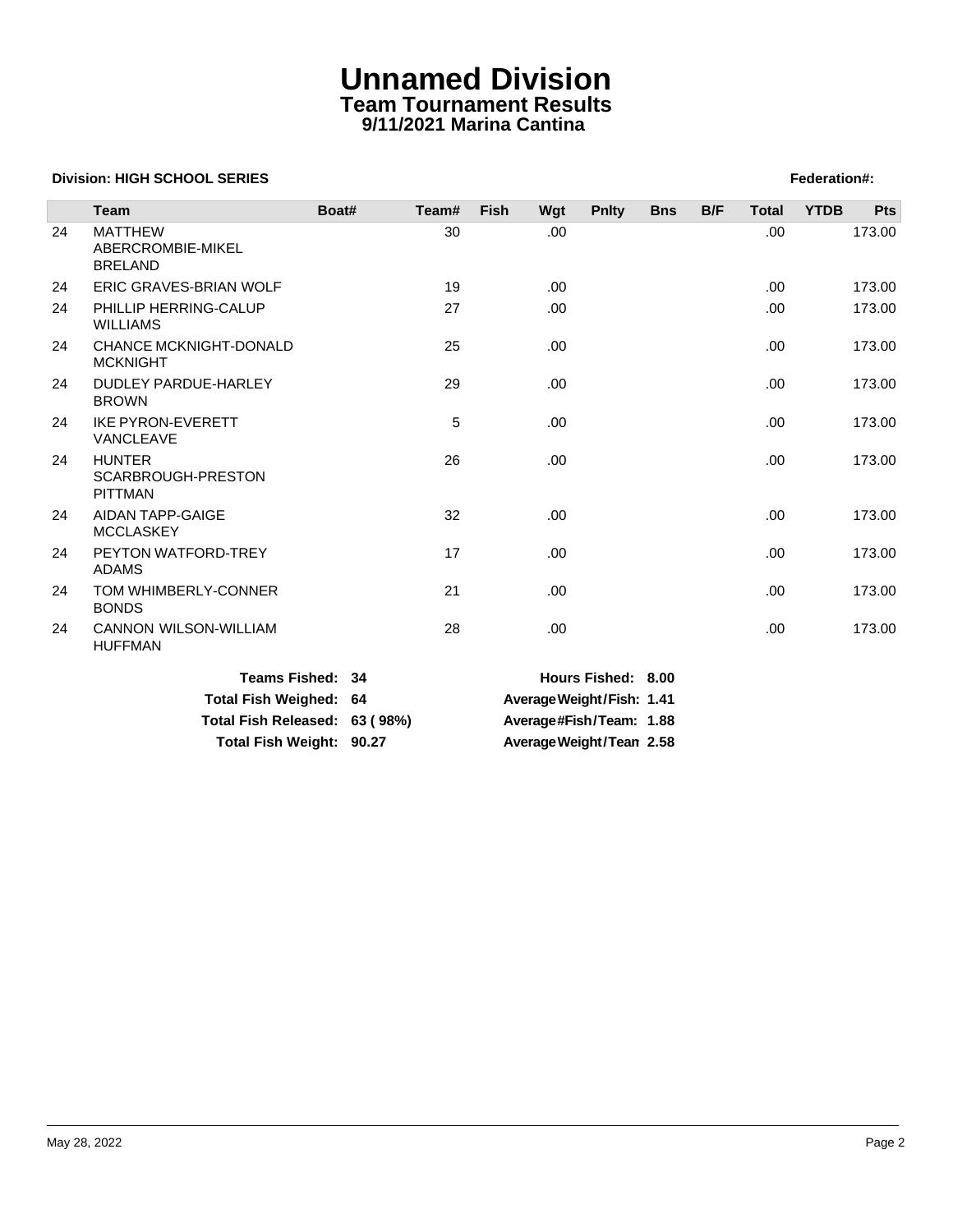# Unnamed Division

## Team Tournament Results

### 9/11/2021 Marina Cantina

**Division: HIGH SCHOOL SERIES** **Federation#:**

| | Team | Boat# | Team# | Fish | Wgt | Pnlty | Bns | B/F | Total | YTDB | Pts |
|---|---|---|---|---|---|---|---|---|---|---|---|
| 24 | MATTHEW ABERCROMBIE-MIKEL BRELAND | | 30 | | .00 | | | | .00 | | 173.00 |
| 24 | ERIC GRAVES-BRIAN WOLF | | 19 | | .00 | | | | .00 | | 173.00 |
| 24 | PHILLIP HERRING-CALUP WILLIAMS | | 27 | | .00 | | | | .00 | | 173.00 |
| 24 | CHANCE MCKNIGHT-DONALD MCKNIGHT | | 25 | | .00 | | | | .00 | | 173.00 |
| 24 | DUDLEY PARDUE-HARLEY BROWN | | 29 | | .00 | | | | .00 | | 173.00 |
| 24 | IKE PYRON-EVERETT VANCLEAVE | | 5 | | .00 | | | | .00 | | 173.00 |
| 24 | HUNTER SCARBROUGH-PRESTON PITTMAN | | 26 | | .00 | | | | .00 | | 173.00 |
| 24 | AIDAN TAPP-GAIGE MCCLASKEY | | 32 | | .00 | | | | .00 | | 173.00 |
| 24 | PEYTON WATFORD-TREY ADAMS | | 17 | | .00 | | | | .00 | | 173.00 |
| 24 | TOM WHIMBERLY-CONNER BONDS | | 21 | | .00 | | | | .00 | | 173.00 |
| 24 | CANNON WILSON-WILLIAM HUFFMAN | | 28 | | .00 | | | | .00 | | 173.00 |

**Teams Fished: 34**
**Total Fish Weighed: 64**
**Total Fish Released: 63 ( 98%)**
**Total Fish Weight: 90.27**

**Hours Fished: 8.00**
**Average Weight/Fish: 1.41**
**Average#Fish/Team: 1.88**
**Average Weight/Tean 2.58**

May 28, 2022